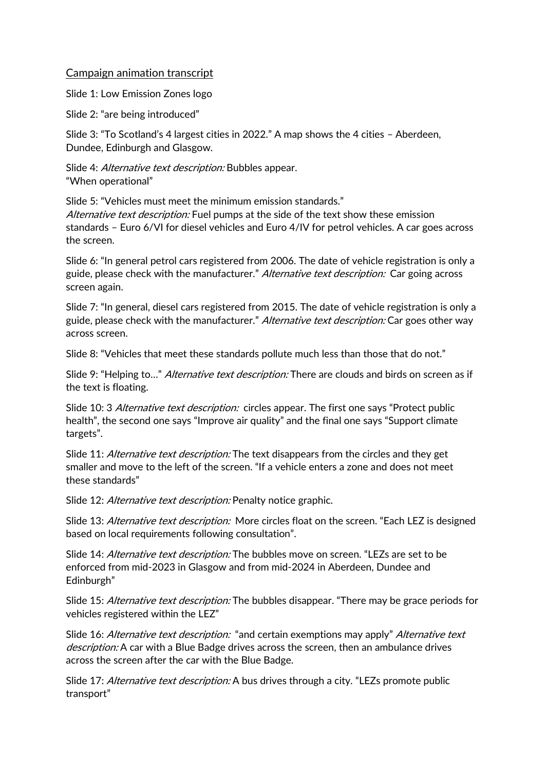Campaign animation transcript

Slide 1: Low Emission Zones logo

Slide 2: “are being introduced”

Slide 3: “To Scotland’s 4 largest cities in 2022.” A map shows the 4 cities – Aberdeen, Dundee, Edinburgh and Glasgow.

Slide 4: *Alternative text description:* Bubbles appear.
“When operational”

Slide 5: “Vehicles must meet the minimum emission standards.”
*Alternative text description:* Fuel pumps at the side of the text show these emission standards – Euro 6/VI for diesel vehicles and Euro 4/IV for petrol vehicles. A car goes across the screen.

Slide 6: “In general petrol cars registered from 2006. The date of vehicle registration is only a guide, please check with the manufacturer.” *Alternative text description:* Car going across screen again.

Slide 7: “In general, diesel cars registered from 2015. The date of vehicle registration is only a guide, please check with the manufacturer.” *Alternative text description:* Car goes other way across screen.

Slide 8: “Vehicles that meet these standards pollute much less than those that do not.”

Slide 9: “Helping to…” *Alternative text description:* There are clouds and birds on screen as if the text is floating.

Slide 10: 3 *Alternative text description:* circles appear. The first one says “Protect public health”, the second one says “Improve air quality” and the final one says “Support climate targets”.

Slide 11: *Alternative text description:* The text disappears from the circles and they get smaller and move to the left of the screen. “If a vehicle enters a zone and does not meet these standards”

Slide 12: *Alternative text description:* Penalty notice graphic.

Slide 13: *Alternative text description:* More circles float on the screen. “Each LEZ is designed based on local requirements following consultation”.

Slide 14: *Alternative text description:* The bubbles move on screen. “LEZs are set to be enforced from mid-2023 in Glasgow and from mid-2024 in Aberdeen, Dundee and Edinburgh”

Slide 15: *Alternative text description:* The bubbles disappear. “There may be grace periods for vehicles registered within the LEZ”

Slide 16: *Alternative text description:* “and certain exemptions may apply” *Alternative text description:* A car with a Blue Badge drives across the screen, then an ambulance drives across the screen after the car with the Blue Badge.

Slide 17: *Alternative text description:* A bus drives through a city. “LEZs promote public transport”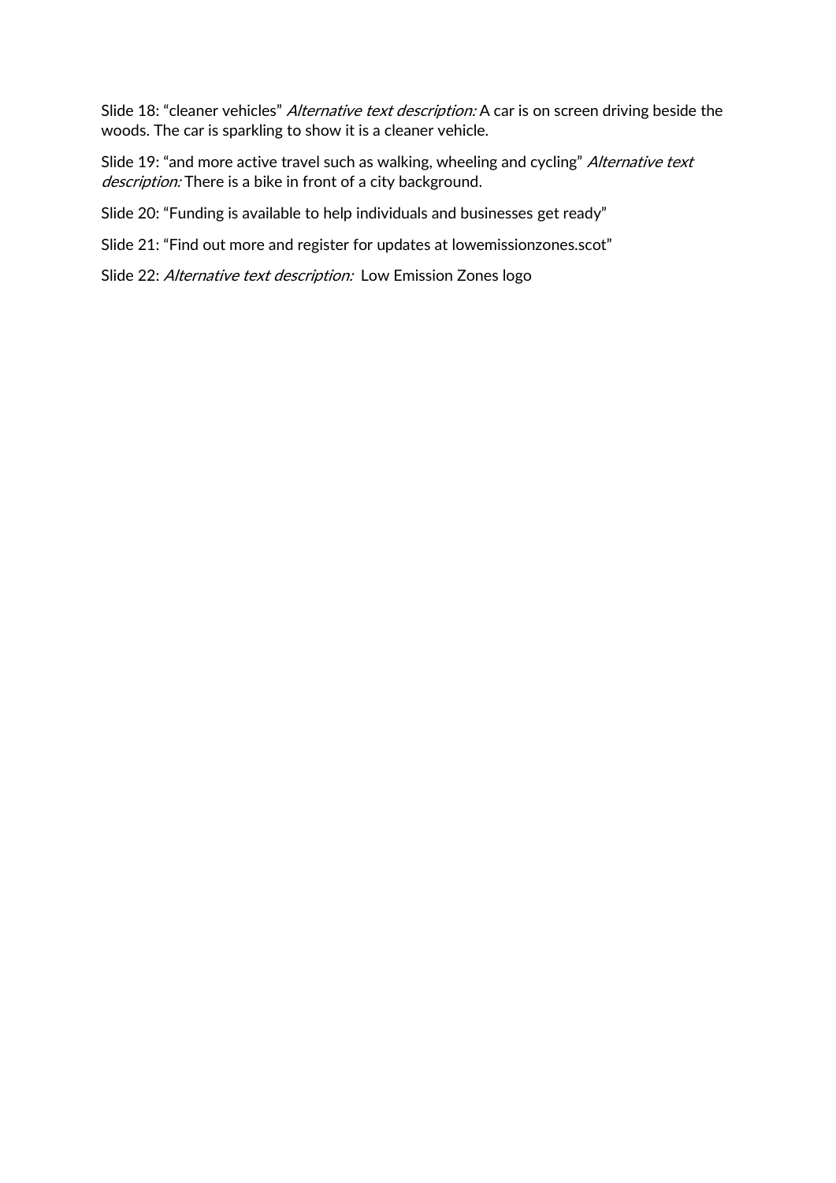Slide 18: “cleaner vehicles” *Alternative text description:* A car is on screen driving beside the woods. The car is sparkling to show it is a cleaner vehicle.

Slide 19: “and more active travel such as walking, wheeling and cycling” *Alternative text description:* There is a bike in front of a city background.

Slide 20: “Funding is available to help individuals and businesses get ready”

Slide 21: “Find out more and register for updates at lowemissionzones.scot”

Slide 22: *Alternative text description:* Low Emission Zones logo